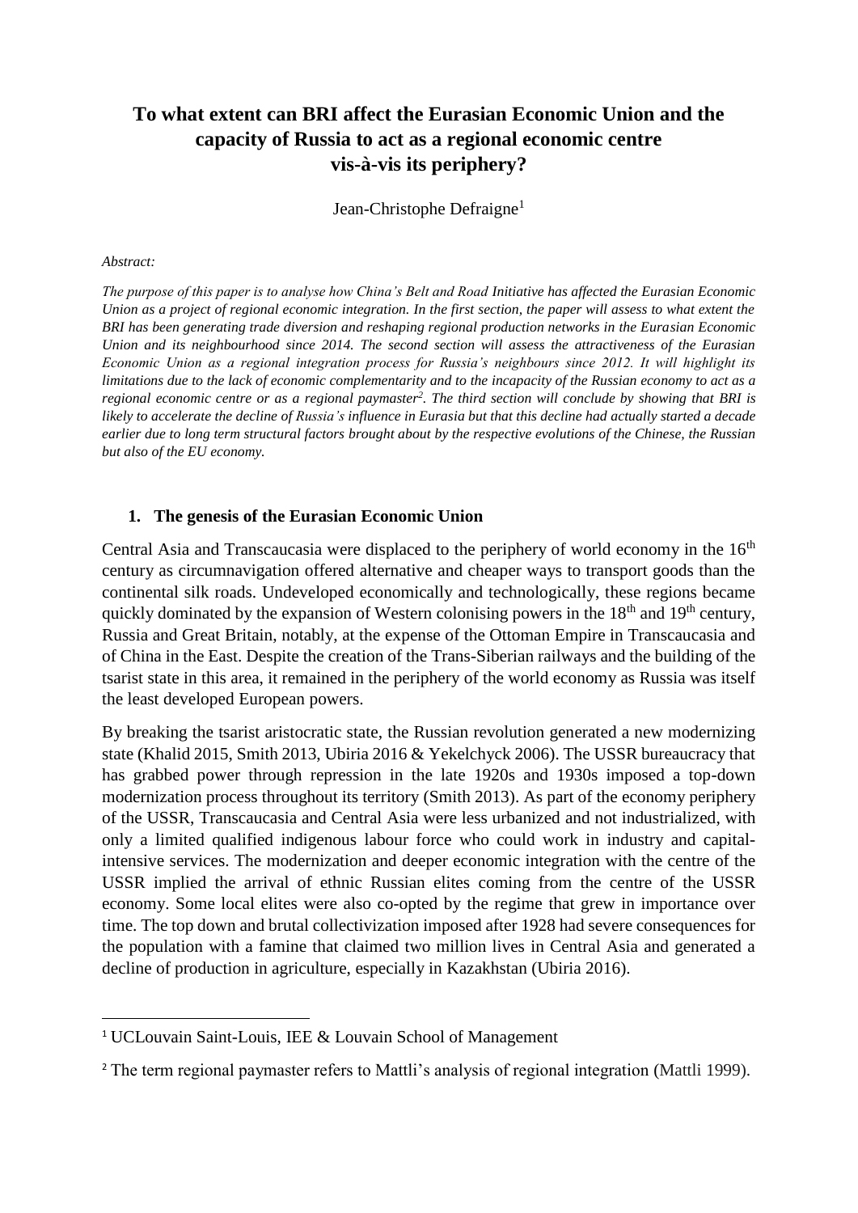# To what extent can BRI affect the Eurasian Economic Union and the capacity of Russia to act as a regional economic centre vis-à-vis its periphery?

Jean-Christophe Defraigne[1]

*Abstract:*

***The purpose of this paper is to analyse how China's Belt and Road Initiative has affected the Eurasian Economic Union as a project of regional economic integration. In the first section, the paper will assess to what extent the BRI has been generating trade diversion and reshaping regional production networks in the Eurasian Economic Union and its neighbourhood since 2014. The second section will assess the attractiveness of the Eurasian Economic Union as a regional integration process for Russia's neighbours since 2012. It will highlight its limitations due to the lack of economic complementarity and to the incapacity of the Russian economy to act as a regional economic centre or as a regional paymaster[2]. The third section will conclude by showing that BRI is likely to accelerate the decline of Russia's influence in Eurasia but that this decline had actually started a decade earlier due to long term structural factors brought about by the respective evolutions of the Chinese, the Russian but also of the EU economy.***

## 1. The genesis of the Eurasian Economic Union

Central Asia and Transcaucasia were displaced to the periphery of world economy in the 16th century as circumnavigation offered alternative and cheaper ways to transport goods than the continental silk roads. Undeveloped economically and technologically, these regions became quickly dominated by the expansion of Western colonising powers in the 18th and 19th century, Russia and Great Britain, notably, at the expense of the Ottoman Empire in Transcaucasia and of China in the East. Despite the creation of the Trans-Siberian railways and the building of the tsarist state in this area, it remained in the periphery of the world economy as Russia was itself the least developed European powers.

By breaking the tsarist aristocratic state, the Russian revolution generated a new modernizing state (Khalid 2015, Smith 2013, Ubiria 2016 & Yekelchyck 2006). The USSR bureaucracy that has grabbed power through repression in the late 1920s and 1930s imposed a top-down modernization process throughout its territory (Smith 2013). As part of the economy periphery of the USSR, Transcaucasia and Central Asia were less urbanized and not industrialized, with only a limited qualified indigenous labour force who could work in industry and capital-intensive services. The modernization and deeper economic integration with the centre of the USSR implied the arrival of ethnic Russian elites coming from the centre of the USSR economy. Some local elites were also co-opted by the regime that grew in importance over time. The top down and brutal collectivization imposed after 1928 had severe consequences for the population with a famine that claimed two million lives in Central Asia and generated a decline of production in agriculture, especially in Kazakhstan (Ubiria 2016).

---

[1] UCLouvain Saint-Louis, IEE & Louvain School of Management

[2] The term regional paymaster refers to Mattli's analysis of regional integration (Mattli 1999).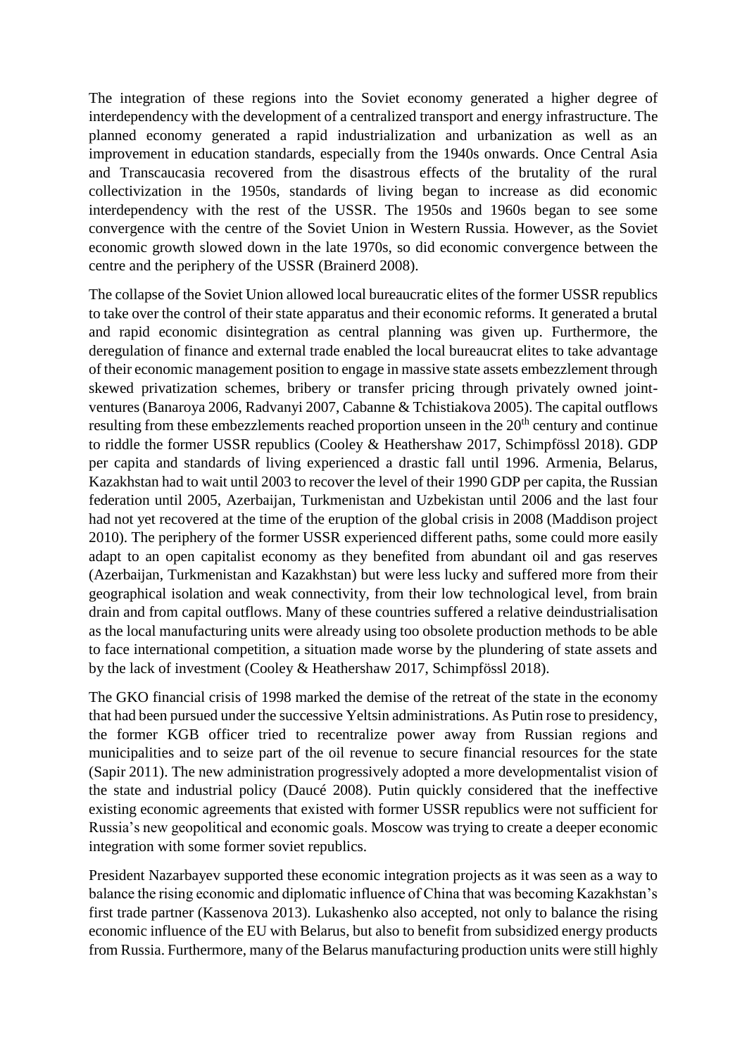The integration of these regions into the Soviet economy generated a higher degree of interdependency with the development of a centralized transport and energy infrastructure. The planned economy generated a rapid industrialization and urbanization as well as an improvement in education standards, especially from the 1940s onwards. Once Central Asia and Transcaucasia recovered from the disastrous effects of the brutality of the rural collectivization in the 1950s, standards of living began to increase as did economic interdependency with the rest of the USSR. The 1950s and 1960s began to see some convergence with the centre of the Soviet Union in Western Russia. However, as the Soviet economic growth slowed down in the late 1970s, so did economic convergence between the centre and the periphery of the USSR (Brainerd 2008).

The collapse of the Soviet Union allowed local bureaucratic elites of the former USSR republics to take over the control of their state apparatus and their economic reforms. It generated a brutal and rapid economic disintegration as central planning was given up. Furthermore, the deregulation of finance and external trade enabled the local bureaucrat elites to take advantage of their economic management position to engage in massive state assets embezzlement through skewed privatization schemes, bribery or transfer pricing through privately owned joint-ventures (Banaroya 2006, Radvanyi 2007, Cabanne & Tchistiakova 2005). The capital outflows resulting from these embezzlements reached proportion unseen in the 20th century and continue to riddle the former USSR republics (Cooley & Heathershaw 2017, Schimpfössl 2018). GDP per capita and standards of living experienced a drastic fall until 1996. Armenia, Belarus, Kazakhstan had to wait until 2003 to recover the level of their 1990 GDP per capita, the Russian federation until 2005, Azerbaijan, Turkmenistan and Uzbekistan until 2006 and the last four had not yet recovered at the time of the eruption of the global crisis in 2008 (Maddison project 2010). The periphery of the former USSR experienced different paths, some could more easily adapt to an open capitalist economy as they benefited from abundant oil and gas reserves (Azerbaijan, Turkmenistan and Kazakhstan) but were less lucky and suffered more from their geographical isolation and weak connectivity, from their low technological level, from brain drain and from capital outflows. Many of these countries suffered a relative deindustrialisation as the local manufacturing units were already using too obsolete production methods to be able to face international competition, a situation made worse by the plundering of state assets and by the lack of investment (Cooley & Heathershaw 2017, Schimpfössl 2018).

The GKO financial crisis of 1998 marked the demise of the retreat of the state in the economy that had been pursued under the successive Yeltsin administrations. As Putin rose to presidency, the former KGB officer tried to recentralize power away from Russian regions and municipalities and to seize part of the oil revenue to secure financial resources for the state (Sapir 2011). The new administration progressively adopted a more developmentalist vision of the state and industrial policy (Daucé 2008). Putin quickly considered that the ineffective existing economic agreements that existed with former USSR republics were not sufficient for Russia's new geopolitical and economic goals. Moscow was trying to create a deeper economic integration with some former soviet republics.

President Nazarbayev supported these economic integration projects as it was seen as a way to balance the rising economic and diplomatic influence of China that was becoming Kazakhstan's first trade partner (Kassenova 2013). Lukashenko also accepted, not only to balance the rising economic influence of the EU with Belarus, but also to benefit from subsidized energy products from Russia. Furthermore, many of the Belarus manufacturing production units were still highly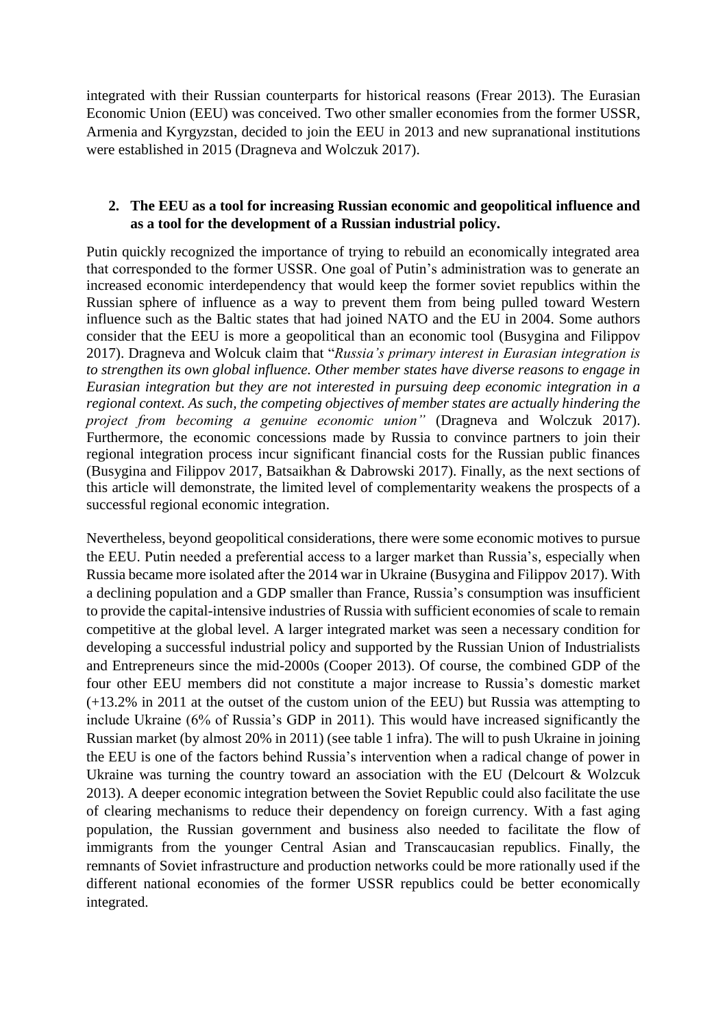integrated with their Russian counterparts for historical reasons (Frear 2013). The Eurasian Economic Union (EEU) was conceived. Two other smaller economies from the former USSR, Armenia and Kyrgyzstan, decided to join the EEU in 2013 and new supranational institutions were established in 2015 (Dragneva and Wolczuk 2017).

## 2. The EEU as a tool for increasing Russian economic and geopolitical influence and as a tool for the development of a Russian industrial policy.

Putin quickly recognized the importance of trying to rebuild an economically integrated area that corresponded to the former USSR. One goal of Putin's administration was to generate an increased economic interdependency that would keep the former soviet republics within the Russian sphere of influence as a way to prevent them from being pulled toward Western influence such as the Baltic states that had joined NATO and the EU in 2004. Some authors consider that the EEU is more a geopolitical than an economic tool (Busygina and Filippov 2017). Dragneva and Wolcuk claim that "*Russia's primary interest in Eurasian integration is to strengthen its own global influence. Other member states have diverse reasons to engage in Eurasian integration but they are not interested in pursuing deep economic integration in a regional context. As such, the competing objectives of member states are actually hindering the project from becoming a genuine economic union"* (Dragneva and Wolczuk 2017). Furthermore, the economic concessions made by Russia to convince partners to join their regional integration process incur significant financial costs for the Russian public finances (Busygina and Filippov 2017, Batsaikhan & Dabrowski 2017). Finally, as the next sections of this article will demonstrate, the limited level of complementarity weakens the prospects of a successful regional economic integration.

Nevertheless, beyond geopolitical considerations, there were some economic motives to pursue the EEU. Putin needed a preferential access to a larger market than Russia's, especially when Russia became more isolated after the 2014 war in Ukraine (Busygina and Filippov 2017). With a declining population and a GDP smaller than France, Russia's consumption was insufficient to provide the capital-intensive industries of Russia with sufficient economies of scale to remain competitive at the global level. A larger integrated market was seen a necessary condition for developing a successful industrial policy and supported by the Russian Union of Industrialists and Entrepreneurs since the mid-2000s (Cooper 2013). Of course, the combined GDP of the four other EEU members did not constitute a major increase to Russia's domestic market (+13.2% in 2011 at the outset of the custom union of the EEU) but Russia was attempting to include Ukraine (6% of Russia's GDP in 2011). This would have increased significantly the Russian market (by almost 20% in 2011) (see table 1 infra). The will to push Ukraine in joining the EEU is one of the factors behind Russia's intervention when a radical change of power in Ukraine was turning the country toward an association with the EU (Delcourt & Wolzcuk 2013). A deeper economic integration between the Soviet Republic could also facilitate the use of clearing mechanisms to reduce their dependency on foreign currency. With a fast aging population, the Russian government and business also needed to facilitate the flow of immigrants from the younger Central Asian and Transcaucasian republics. Finally, the remnants of Soviet infrastructure and production networks could be more rationally used if the different national economies of the former USSR republics could be better economically integrated.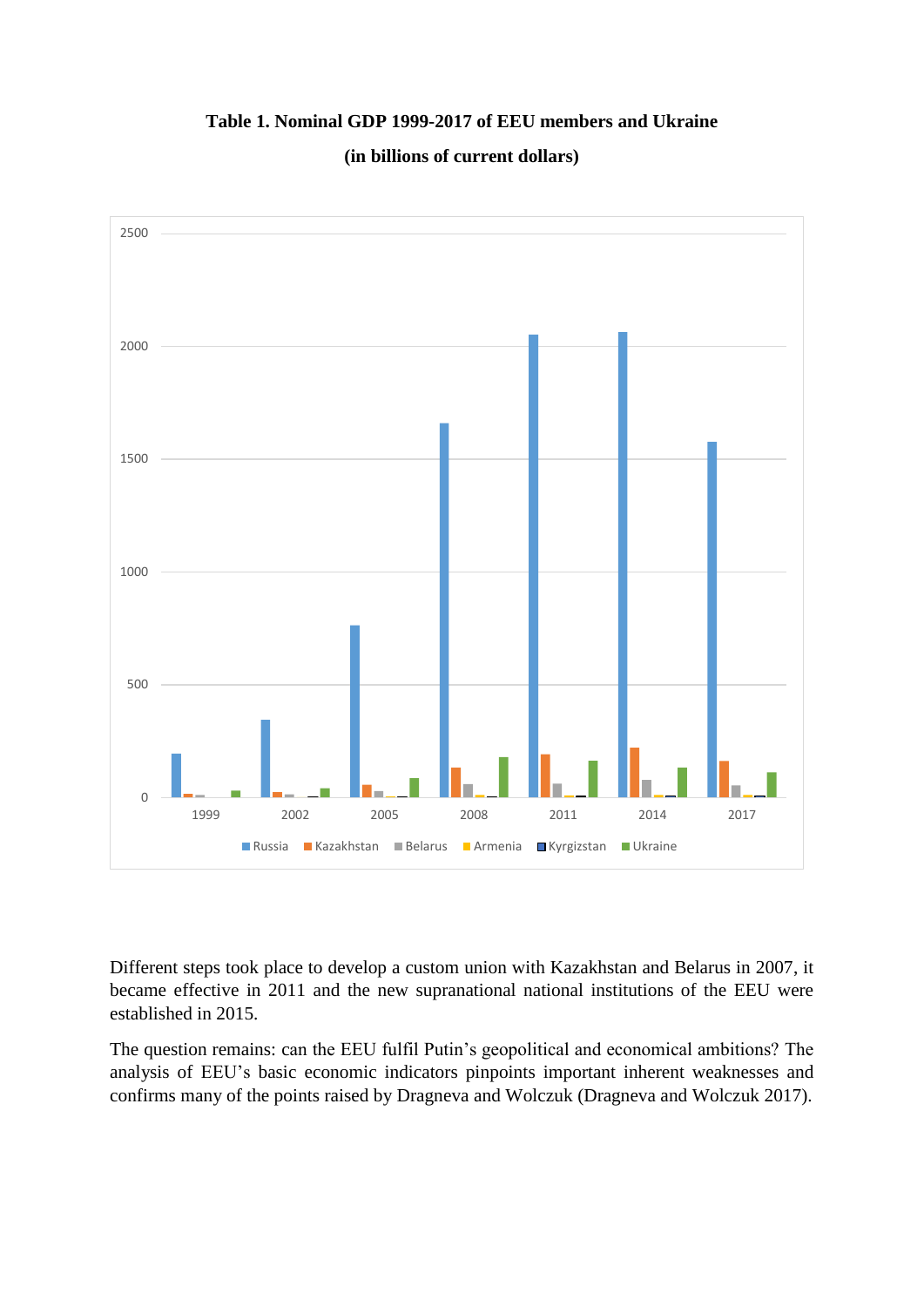**Table 1. Nominal GDP 1999-2017 of EEU members and Ukraine**

**(in billions of current dollars)**

Different steps took place to develop a custom union with Kazakhstan and Belarus in 2007, it became effective in 2011 and the new supranational national institutions of the EEU were established in 2015.

The question remains: can the EEU fulfil Putin's geopolitical and economical ambitions? The analysis of EEU's basic economic indicators pinpoints important inherent weaknesses and confirms many of the points raised by Dragneva and Wolczuk (Dragneva and Wolczuk 2017).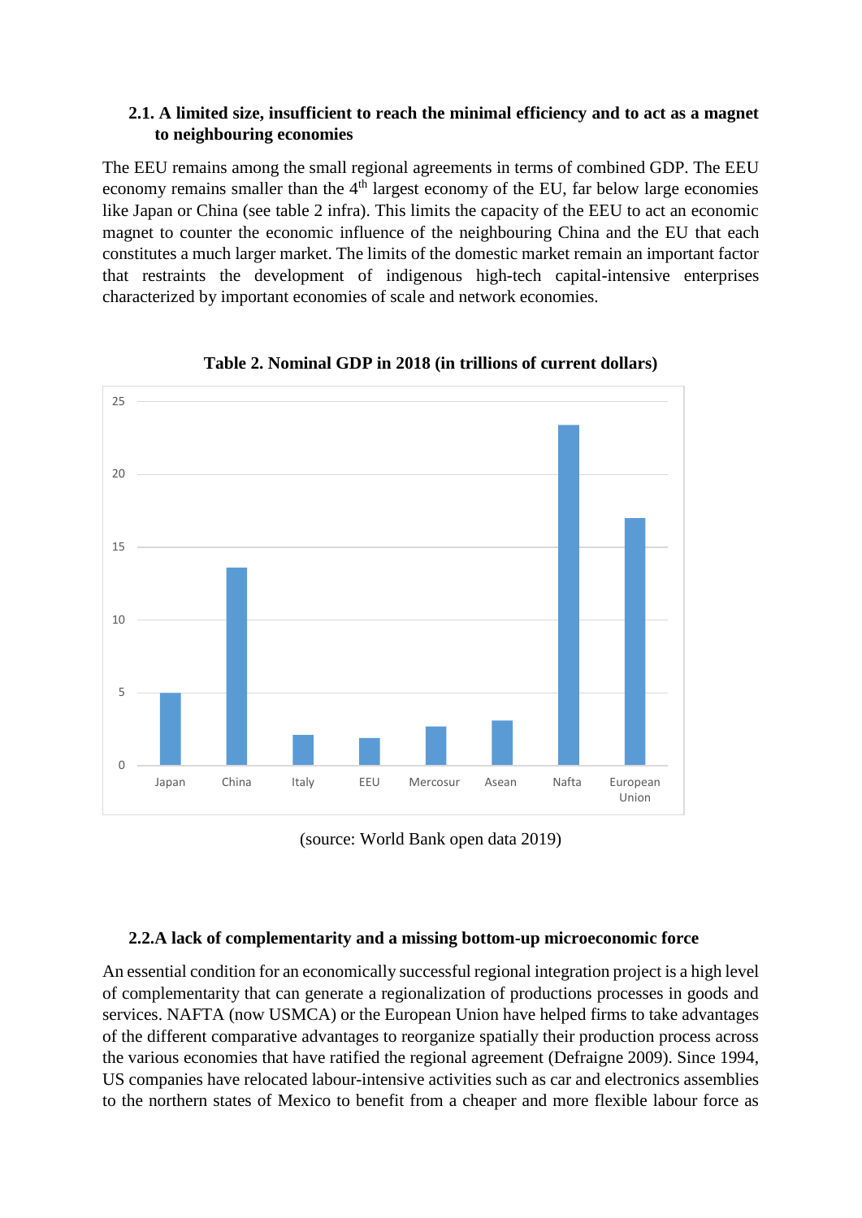### 2.1. A limited size, insufficient to reach the minimal efficiency and to act as a magnet to neighbouring economies

The EEU remains among the small regional agreements in terms of combined GDP. The EEU economy remains smaller than the 4th largest economy of the EU, far below large economies like Japan or China (see table 2 infra). This limits the capacity of the EEU to act an economic magnet to counter the economic influence of the neighbouring China and the EU that each constitutes a much larger market. The limits of the domestic market remain an important factor that restraints the development of indigenous high-tech capital-intensive enterprises characterized by important economies of scale and network economies.

**Table 2. Nominal GDP in 2018 (in trillions of current dollars)**

(source: World Bank open data 2019)

### 2.2. A lack of complementarity and a missing bottom-up microeconomic force

An essential condition for an economically successful regional integration project is a high level of complementarity that can generate a regionalization of productions processes in goods and services. NAFTA (now USMCA) or the European Union have helped firms to take advantages of the different comparative advantages to reorganize spatially their production process across the various economies that have ratified the regional agreement (Defraigne 2009). Since 1994, US companies have relocated labour-intensive activities such as car and electronics assemblies to the northern states of Mexico to benefit from a cheaper and more flexible labour force as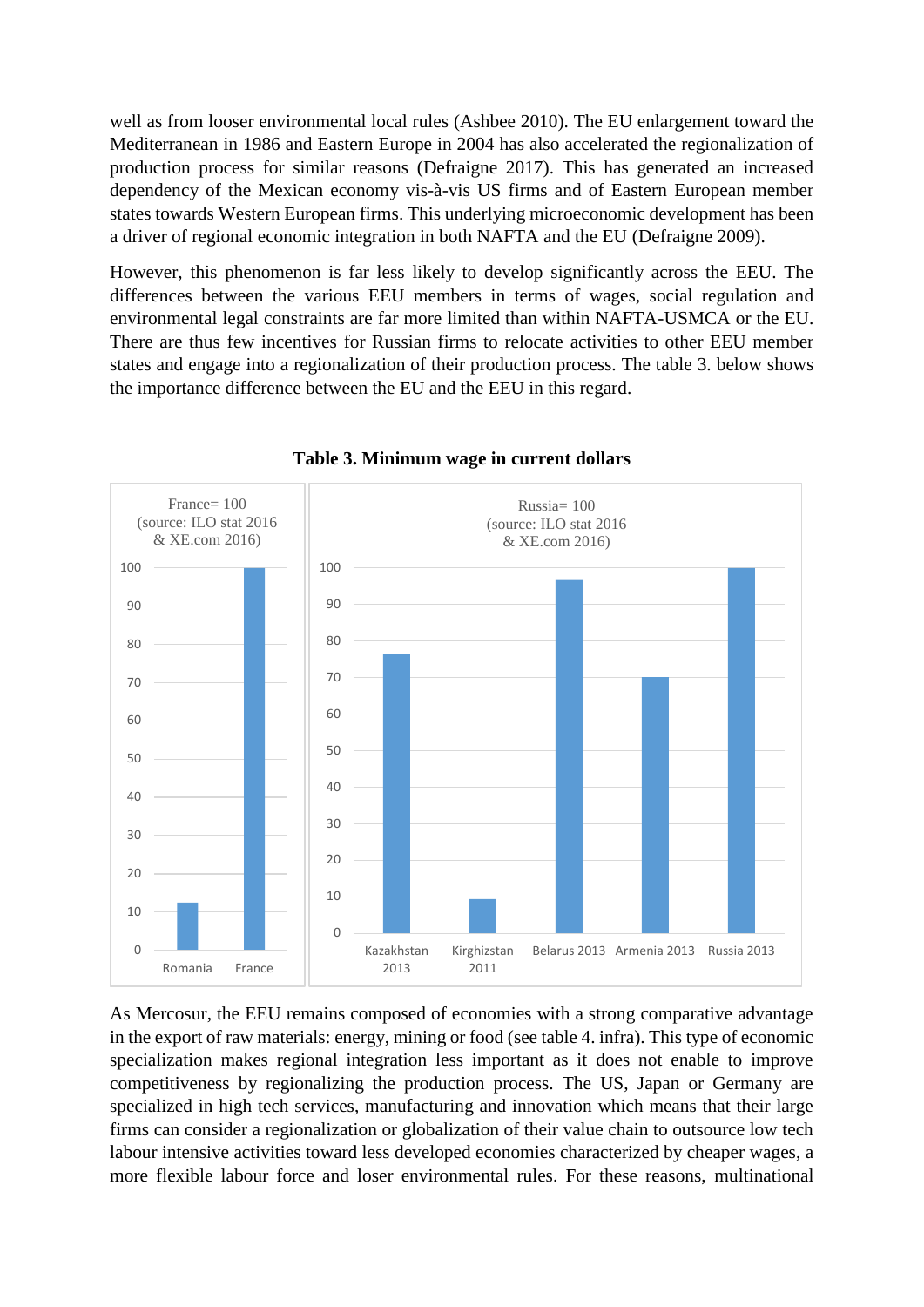well as from looser environmental local rules (Ashbee 2010). The EU enlargement toward the Mediterranean in 1986 and Eastern Europe in 2004 has also accelerated the regionalization of production process for similar reasons (Defraigne 2017). This has generated an increased dependency of the Mexican economy vis-à-vis US firms and of Eastern European member states towards Western European firms. This underlying microeconomic development has been a driver of regional economic integration in both NAFTA and the EU (Defraigne 2009).

However, this phenomenon is far less likely to develop significantly across the EEU. The differences between the various EEU members in terms of wages, social regulation and environmental legal constraints are far more limited than within NAFTA-USMCA or the EU. There are thus few incentives for Russian firms to relocate activities to other EEU member states and engage into a regionalization of their production process. The table 3. below shows the importance difference between the EU and the EEU in this regard.

**Table 3. Minimum wage in current dollars**

France= 100 (source: ILO stat 2016 & XE.com 2016)

| Country | Index |
|---|---|
| Romania | ~12 |
| France | 100 |

Russia= 100 (source: ILO stat 2016 & XE.com 2016)

| Country | Index |
|---|---|
| Kazakhstan 2013 | ~76 |
| Kirghizstan 2011 | ~9 |
| Belarus 2013 | ~97 |
| Armenia 2013 | ~70 |
| Russia 2013 | 100 |

As Mercosur, the EEU remains composed of economies with a strong comparative advantage in the export of raw materials: energy, mining or food (see table 4. infra). This type of economic specialization makes regional integration less important as it does not enable to improve competitiveness by regionalizing the production process. The US, Japan or Germany are specialized in high tech services, manufacturing and innovation which means that their large firms can consider a regionalization or globalization of their value chain to outsource low tech labour intensive activities toward less developed economies characterized by cheaper wages, a more flexible labour force and loser environmental rules. For these reasons, multinational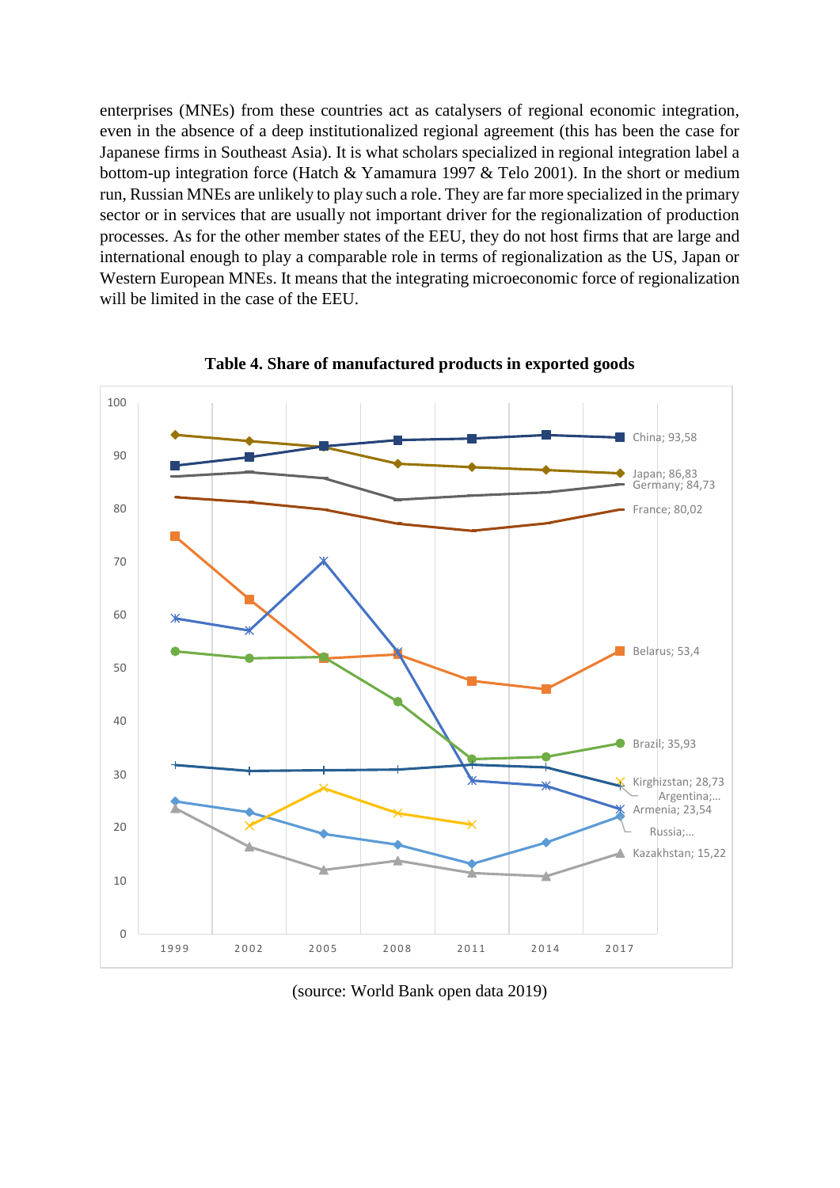enterprises (MNEs) from these countries act as catalysers of regional economic integration, even in the absence of a deep institutionalized regional agreement (this has been the case for Japanese firms in Southeast Asia). It is what scholars specialized in regional integration label a bottom-up integration force (Hatch & Yamamura 1997 & Telo 2001). In the short or medium run, Russian MNEs are unlikely to play such a role. They are far more specialized in the primary sector or in services that are usually not important driver for the regionalization of production processes. As for the other member states of the EEU, they do not host firms that are large and international enough to play a comparable role in terms of regionalization as the US, Japan or Western European MNEs. It means that the integrating microeconomic force of regionalization will be limited in the case of the EEU.

**Table 4. Share of manufactured products in exported goods**

(source: World Bank open data 2019)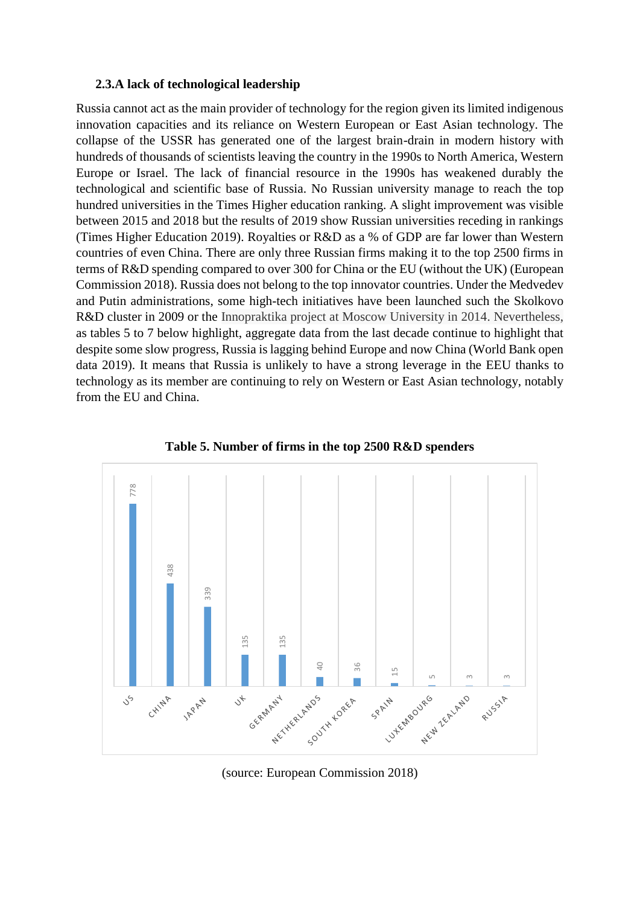### 2.3. A lack of technological leadership

Russia cannot act as the main provider of technology for the region given its limited indigenous innovation capacities and its reliance on Western European or East Asian technology. The collapse of the USSR has generated one of the largest brain-drain in modern history with hundreds of thousands of scientists leaving the country in the 1990s to North America, Western Europe or Israel. The lack of financial resource in the 1990s has weakened durably the technological and scientific base of Russia. No Russian university manage to reach the top hundred universities in the Times Higher education ranking. A slight improvement was visible between 2015 and 2018 but the results of 2019 show Russian universities receding in rankings (Times Higher Education 2019). Royalties or R&D as a % of GDP are far lower than Western countries of even China. There are only three Russian firms making it to the top 2500 firms in terms of R&D spending compared to over 300 for China or the EU (without the UK) (European Commission 2018). Russia does not belong to the top innovator countries. Under the Medvedev and Putin administrations, some high-tech initiatives have been launched such the Skolkovo R&D cluster in 2009 or the Innopraktika project at Moscow University in 2014. Nevertheless, as tables 5 to 7 below highlight, aggregate data from the last decade continue to highlight that despite some slow progress, Russia is lagging behind Europe and now China (World Bank open data 2019). It means that Russia is unlikely to have a strong leverage in the EEU thanks to technology as its member are continuing to rely on Western or East Asian technology, notably from the EU and China.

**Table 5. Number of firms in the top 2500 R&D spenders**

| Country | Number of firms |
|---|---|
| US | 778 |
| CHINA | 438 |
| JAPAN | 339 |
| UK | 135 |
| GERMANY | 135 |
| NETHERLANDS | 40 |
| SOUTH KOREA | 36 |
| SPAIN | 15 |
| LUXEMBOURG | 5 |
| NEW ZEALAND | 3 |
| RUSSIA | 3 |

(source: European Commission 2018)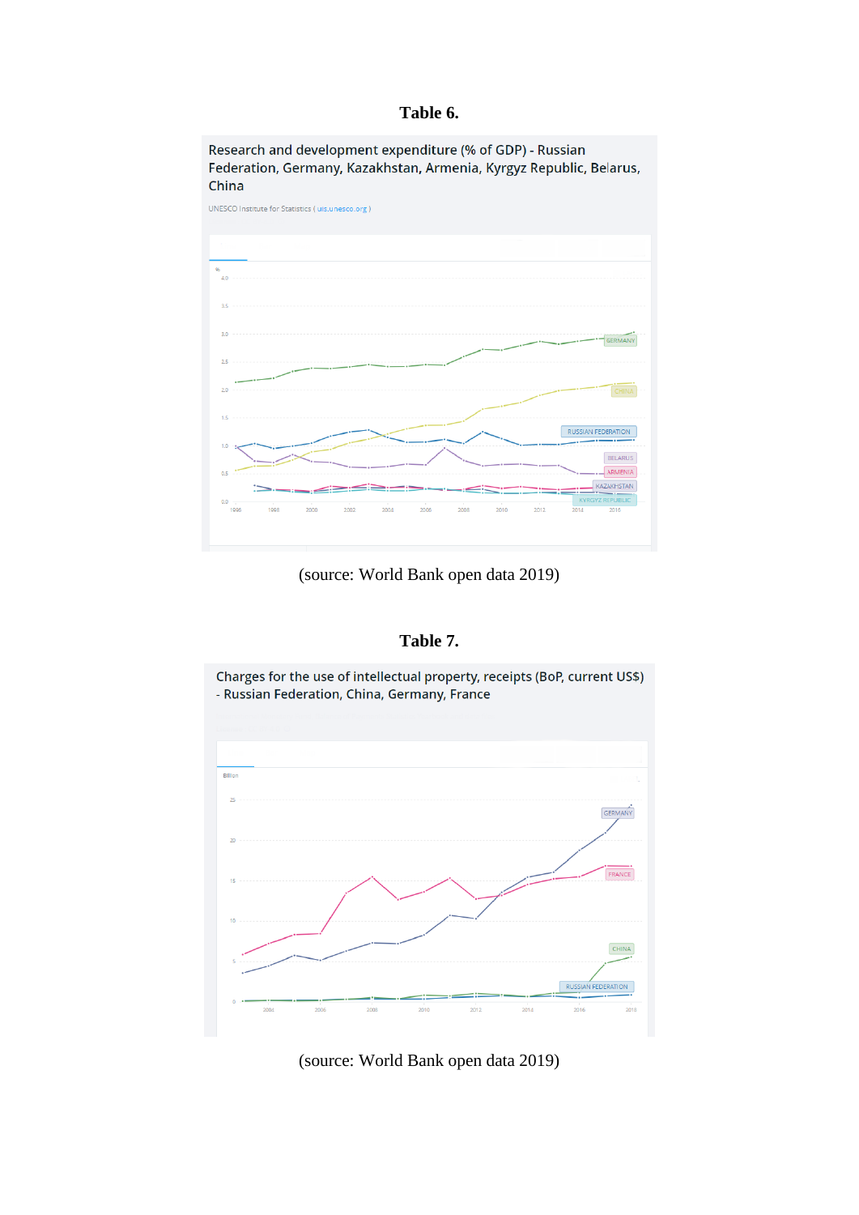**Table 6.**

Research and development expenditure (% of GDP) - Russian Federation, Germany, Kazakhstan, Armenia, Kyrgyz Republic, Belarus, China

UNESCO Institute for Statistics ( uis.unesco.org )

(source: World Bank open data 2019)

**Table 7.**

Charges for the use of intellectual property, receipts (BoP, current US$) - Russian Federation, China, Germany, France

(source: World Bank open data 2019)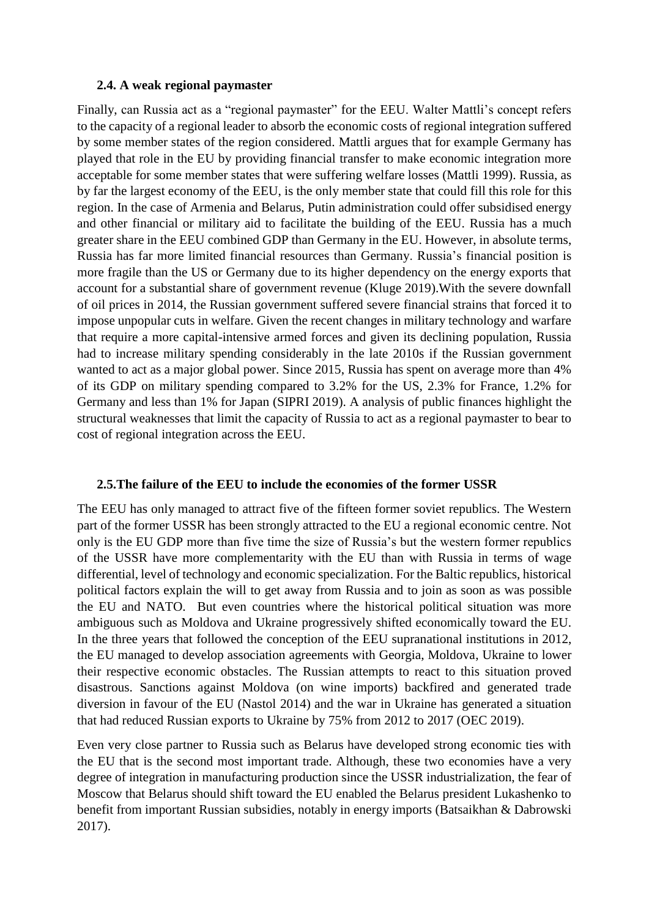### 2.4. A weak regional paymaster

Finally, can Russia act as a "regional paymaster" for the EEU. Walter Mattli's concept refers to the capacity of a regional leader to absorb the economic costs of regional integration suffered by some member states of the region considered. Mattli argues that for example Germany has played that role in the EU by providing financial transfer to make economic integration more acceptable for some member states that were suffering welfare losses (Mattli 1999). Russia, as by far the largest economy of the EEU, is the only member state that could fill this role for this region. In the case of Armenia and Belarus, Putin administration could offer subsidised energy and other financial or military aid to facilitate the building of the EEU. Russia has a much greater share in the EEU combined GDP than Germany in the EU. However, in absolute terms, Russia has far more limited financial resources than Germany. Russia's financial position is more fragile than the US or Germany due to its higher dependency on the energy exports that account for a substantial share of government revenue (Kluge 2019).With the severe downfall of oil prices in 2014, the Russian government suffered severe financial strains that forced it to impose unpopular cuts in welfare. Given the recent changes in military technology and warfare that require a more capital-intensive armed forces and given its declining population, Russia had to increase military spending considerably in the late 2010s if the Russian government wanted to act as a major global power. Since 2015, Russia has spent on average more than 4% of its GDP on military spending compared to 3.2% for the US, 2.3% for France, 1.2% for Germany and less than 1% for Japan (SIPRI 2019). A analysis of public finances highlight the structural weaknesses that limit the capacity of Russia to act as a regional paymaster to bear to cost of regional integration across the EEU.

### 2.5.The failure of the EEU to include the economies of the former USSR

The EEU has only managed to attract five of the fifteen former soviet republics. The Western part of the former USSR has been strongly attracted to the EU a regional economic centre. Not only is the EU GDP more than five time the size of Russia's but the western former republics of the USSR have more complementarity with the EU than with Russia in terms of wage differential, level of technology and economic specialization. For the Baltic republics, historical political factors explain the will to get away from Russia and to join as soon as was possible the EU and NATO. But even countries where the historical political situation was more ambiguous such as Moldova and Ukraine progressively shifted economically toward the EU. In the three years that followed the conception of the EEU supranational institutions in 2012, the EU managed to develop association agreements with Georgia, Moldova, Ukraine to lower their respective economic obstacles. The Russian attempts to react to this situation proved disastrous. Sanctions against Moldova (on wine imports) backfired and generated trade diversion in favour of the EU (Nastol 2014) and the war in Ukraine has generated a situation that had reduced Russian exports to Ukraine by 75% from 2012 to 2017 (OEC 2019).

Even very close partner to Russia such as Belarus have developed strong economic ties with the EU that is the second most important trade. Although, these two economies have a very degree of integration in manufacturing production since the USSR industrialization, the fear of Moscow that Belarus should shift toward the EU enabled the Belarus president Lukashenko to benefit from important Russian subsidies, notably in energy imports (Batsaikhan & Dabrowski 2017).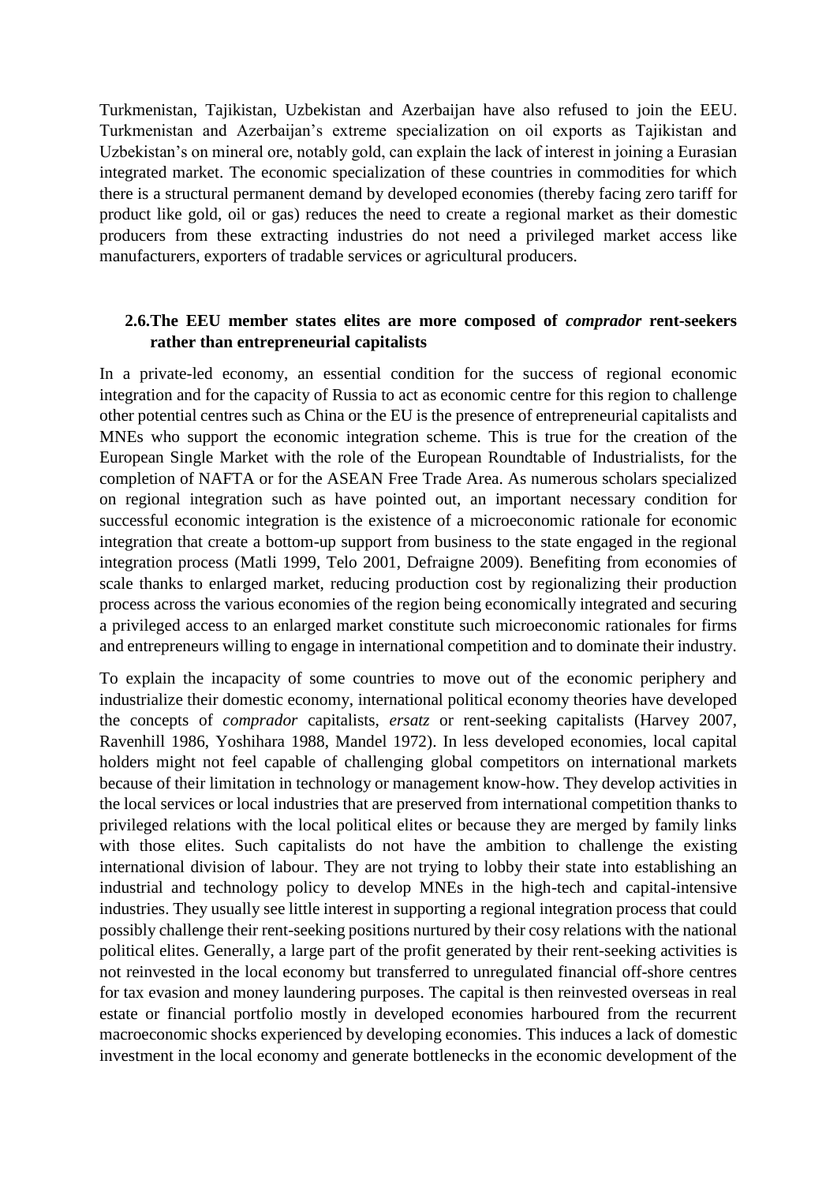Turkmenistan, Tajikistan, Uzbekistan and Azerbaijan have also refused to join the EEU. Turkmenistan and Azerbaijan's extreme specialization on oil exports as Tajikistan and Uzbekistan's on mineral ore, notably gold, can explain the lack of interest in joining a Eurasian integrated market. The economic specialization of these countries in commodities for which there is a structural permanent demand by developed economies (thereby facing zero tariff for product like gold, oil or gas) reduces the need to create a regional market as their domestic producers from these extracting industries do not need a privileged market access like manufacturers, exporters of tradable services or agricultural producers.

### 2.6. The EEU member states elites are more composed of *comprador* rent-seekers rather than entrepreneurial capitalists

In a private-led economy, an essential condition for the success of regional economic integration and for the capacity of Russia to act as economic centre for this region to challenge other potential centres such as China or the EU is the presence of entrepreneurial capitalists and MNEs who support the economic integration scheme. This is true for the creation of the European Single Market with the role of the European Roundtable of Industrialists, for the completion of NAFTA or for the ASEAN Free Trade Area. As numerous scholars specialized on regional integration such as have pointed out, an important necessary condition for successful economic integration is the existence of a microeconomic rationale for economic integration that create a bottom-up support from business to the state engaged in the regional integration process (Matli 1999, Telo 2001, Defraigne 2009). Benefiting from economies of scale thanks to enlarged market, reducing production cost by regionalizing their production process across the various economies of the region being economically integrated and securing a privileged access to an enlarged market constitute such microeconomic rationales for firms and entrepreneurs willing to engage in international competition and to dominate their industry.

To explain the incapacity of some countries to move out of the economic periphery and industrialize their domestic economy, international political economy theories have developed the concepts of *comprador* capitalists, *ersatz* or rent-seeking capitalists (Harvey 2007, Ravenhill 1986, Yoshihara 1988, Mandel 1972). In less developed economies, local capital holders might not feel capable of challenging global competitors on international markets because of their limitation in technology or management know-how. They develop activities in the local services or local industries that are preserved from international competition thanks to privileged relations with the local political elites or because they are merged by family links with those elites. Such capitalists do not have the ambition to challenge the existing international division of labour. They are not trying to lobby their state into establishing an industrial and technology policy to develop MNEs in the high-tech and capital-intensive industries. They usually see little interest in supporting a regional integration process that could possibly challenge their rent-seeking positions nurtured by their cosy relations with the national political elites. Generally, a large part of the profit generated by their rent-seeking activities is not reinvested in the local economy but transferred to unregulated financial off-shore centres for tax evasion and money laundering purposes. The capital is then reinvested overseas in real estate or financial portfolio mostly in developed economies harboured from the recurrent macroeconomic shocks experienced by developing economies. This induces a lack of domestic investment in the local economy and generate bottlenecks in the economic development of the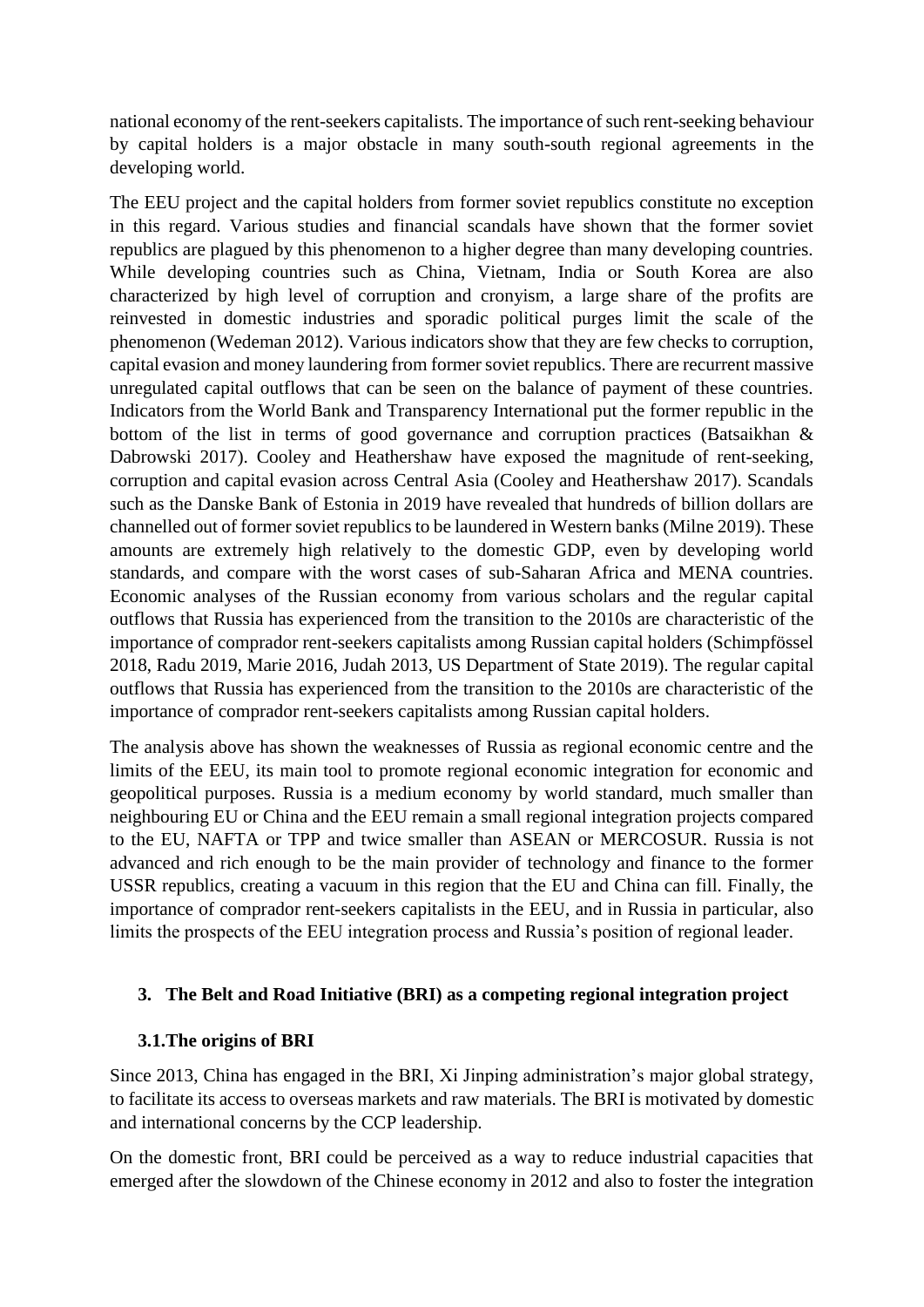national economy of the rent-seekers capitalists. The importance of such rent-seeking behaviour by capital holders is a major obstacle in many south-south regional agreements in the developing world.

The EEU project and the capital holders from former soviet republics constitute no exception in this regard. Various studies and financial scandals have shown that the former soviet republics are plagued by this phenomenon to a higher degree than many developing countries. While developing countries such as China, Vietnam, India or South Korea are also characterized by high level of corruption and cronyism, a large share of the profits are reinvested in domestic industries and sporadic political purges limit the scale of the phenomenon (Wedeman 2012). Various indicators show that they are few checks to corruption, capital evasion and money laundering from former soviet republics. There are recurrent massive unregulated capital outflows that can be seen on the balance of payment of these countries. Indicators from the World Bank and Transparency International put the former republic in the bottom of the list in terms of good governance and corruption practices (Batsaikhan & Dabrowski 2017). Cooley and Heathershaw have exposed the magnitude of rent-seeking, corruption and capital evasion across Central Asia (Cooley and Heathershaw 2017). Scandals such as the Danske Bank of Estonia in 2019 have revealed that hundreds of billion dollars are channelled out of former soviet republics to be laundered in Western banks (Milne 2019). These amounts are extremely high relatively to the domestic GDP, even by developing world standards, and compare with the worst cases of sub-Saharan Africa and MENA countries. Economic analyses of the Russian economy from various scholars and the regular capital outflows that Russia has experienced from the transition to the 2010s are characteristic of the importance of comprador rent-seekers capitalists among Russian capital holders (Schimpfössel 2018, Radu 2019, Marie 2016, Judah 2013, US Department of State 2019). The regular capital outflows that Russia has experienced from the transition to the 2010s are characteristic of the importance of comprador rent-seekers capitalists among Russian capital holders.

The analysis above has shown the weaknesses of Russia as regional economic centre and the limits of the EEU, its main tool to promote regional economic integration for economic and geopolitical purposes. Russia is a medium economy by world standard, much smaller than neighbouring EU or China and the EEU remain a small regional integration projects compared to the EU, NAFTA or TPP and twice smaller than ASEAN or MERCOSUR. Russia is not advanced and rich enough to be the main provider of technology and finance to the former USSR republics, creating a vacuum in this region that the EU and China can fill. Finally, the importance of comprador rent-seekers capitalists in the EEU, and in Russia in particular, also limits the prospects of the EEU integration process and Russia's position of regional leader.

## 3. The Belt and Road Initiative (BRI) as a competing regional integration project

### 3.1. The origins of BRI

Since 2013, China has engaged in the BRI, Xi Jinping administration's major global strategy, to facilitate its access to overseas markets and raw materials. The BRI is motivated by domestic and international concerns by the CCP leadership.

On the domestic front, BRI could be perceived as a way to reduce industrial capacities that emerged after the slowdown of the Chinese economy in 2012 and also to foster the integration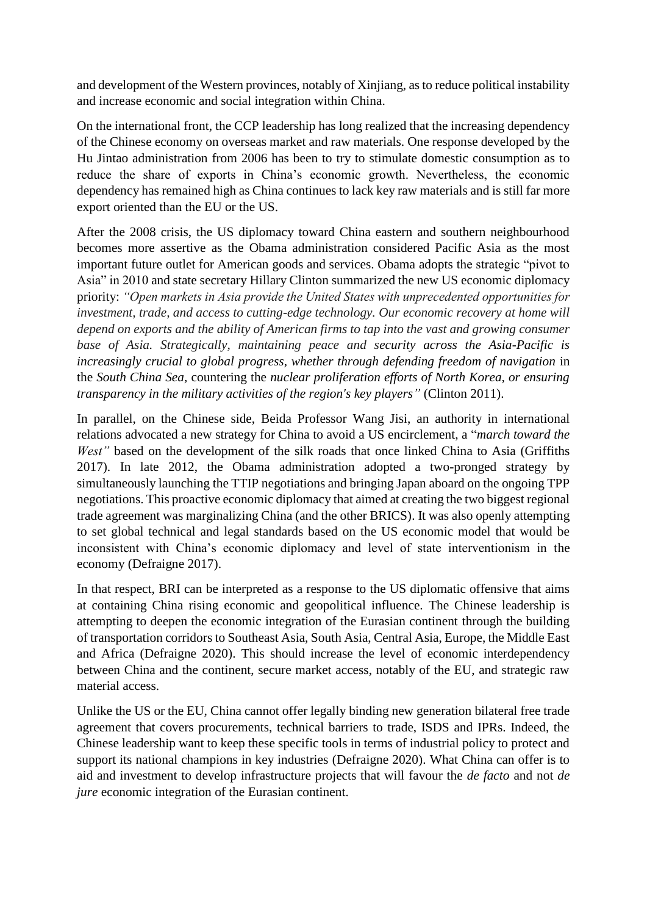and development of the Western provinces, notably of Xinjiang, as to reduce political instability and increase economic and social integration within China.

On the international front, the CCP leadership has long realized that the increasing dependency of the Chinese economy on overseas market and raw materials. One response developed by the Hu Jintao administration from 2006 has been to try to stimulate domestic consumption as to reduce the share of exports in China's economic growth. Nevertheless, the economic dependency has remained high as China continues to lack key raw materials and is still far more export oriented than the EU or the US.

After the 2008 crisis, the US diplomacy toward China eastern and southern neighbourhood becomes more assertive as the Obama administration considered Pacific Asia as the most important future outlet for American goods and services. Obama adopts the strategic "pivot to Asia" in 2010 and state secretary Hillary Clinton summarized the new US economic diplomacy priority: *"Open markets in Asia provide the United States with unprecedented opportunities for investment, trade, and access to cutting-edge technology. Our economic recovery at home will depend on exports and the ability of American firms to tap into the vast and growing consumer base of Asia. Strategically, maintaining peace and security across the Asia-Pacific is increasingly crucial to global progress, whether through defending freedom of navigation* in the *South China Sea*, countering the *nuclear proliferation efforts of North Korea, or ensuring transparency in the military activities of the region's key players"* (Clinton 2011).

In parallel, on the Chinese side, Beida Professor Wang Jisi, an authority in international relations advocated a new strategy for China to avoid a US encirclement, a "*march toward the West"* based on the development of the silk roads that once linked China to Asia (Griffiths 2017). In late 2012, the Obama administration adopted a two-pronged strategy by simultaneously launching the TTIP negotiations and bringing Japan aboard on the ongoing TPP negotiations. This proactive economic diplomacy that aimed at creating the two biggest regional trade agreement was marginalizing China (and the other BRICS). It was also openly attempting to set global technical and legal standards based on the US economic model that would be inconsistent with China's economic diplomacy and level of state interventionism in the economy (Defraigne 2017).

In that respect, BRI can be interpreted as a response to the US diplomatic offensive that aims at containing China rising economic and geopolitical influence. The Chinese leadership is attempting to deepen the economic integration of the Eurasian continent through the building of transportation corridors to Southeast Asia, South Asia, Central Asia, Europe, the Middle East and Africa (Defraigne 2020). This should increase the level of economic interdependency between China and the continent, secure market access, notably of the EU, and strategic raw material access.

Unlike the US or the EU, China cannot offer legally binding new generation bilateral free trade agreement that covers procurements, technical barriers to trade, ISDS and IPRs. Indeed, the Chinese leadership want to keep these specific tools in terms of industrial policy to protect and support its national champions in key industries (Defraigne 2020). What China can offer is to aid and investment to develop infrastructure projects that will favour the *de facto* and not *de jure* economic integration of the Eurasian continent.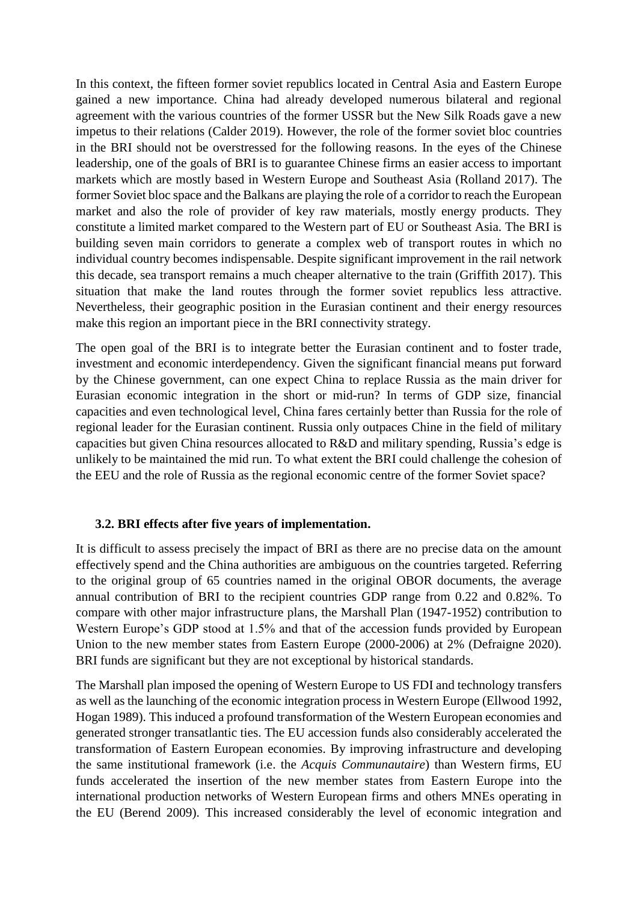In this context, the fifteen former soviet republics located in Central Asia and Eastern Europe gained a new importance. China had already developed numerous bilateral and regional agreement with the various countries of the former USSR but the New Silk Roads gave a new impetus to their relations (Calder 2019). However, the role of the former soviet bloc countries in the BRI should not be overstressed for the following reasons. In the eyes of the Chinese leadership, one of the goals of BRI is to guarantee Chinese firms an easier access to important markets which are mostly based in Western Europe and Southeast Asia (Rolland 2017). The former Soviet bloc space and the Balkans are playing the role of a corridor to reach the European market and also the role of provider of key raw materials, mostly energy products. They constitute a limited market compared to the Western part of EU or Southeast Asia. The BRI is building seven main corridors to generate a complex web of transport routes in which no individual country becomes indispensable. Despite significant improvement in the rail network this decade, sea transport remains a much cheaper alternative to the train (Griffith 2017). This situation that make the land routes through the former soviet republics less attractive. Nevertheless, their geographic position in the Eurasian continent and their energy resources make this region an important piece in the BRI connectivity strategy.

The open goal of the BRI is to integrate better the Eurasian continent and to foster trade, investment and economic interdependency. Given the significant financial means put forward by the Chinese government, can one expect China to replace Russia as the main driver for Eurasian economic integration in the short or mid-run? In terms of GDP size, financial capacities and even technological level, China fares certainly better than Russia for the role of regional leader for the Eurasian continent. Russia only outpaces Chine in the field of military capacities but given China resources allocated to R&D and military spending, Russia's edge is unlikely to be maintained the mid run. To what extent the BRI could challenge the cohesion of the EEU and the role of Russia as the regional economic centre of the former Soviet space?

### 3.2. BRI effects after five years of implementation.

It is difficult to assess precisely the impact of BRI as there are no precise data on the amount effectively spend and the China authorities are ambiguous on the countries targeted. Referring to the original group of 65 countries named in the original OBOR documents, the average annual contribution of BRI to the recipient countries GDP range from 0.22 and 0.82%. To compare with other major infrastructure plans, the Marshall Plan (1947-1952) contribution to Western Europe's GDP stood at 1.5% and that of the accession funds provided by European Union to the new member states from Eastern Europe (2000-2006) at 2% (Defraigne 2020). BRI funds are significant but they are not exceptional by historical standards.

The Marshall plan imposed the opening of Western Europe to US FDI and technology transfers as well as the launching of the economic integration process in Western Europe (Ellwood 1992, Hogan 1989). This induced a profound transformation of the Western European economies and generated stronger transatlantic ties. The EU accession funds also considerably accelerated the transformation of Eastern European economies. By improving infrastructure and developing the same institutional framework (i.e. the *Acquis Communautaire*) than Western firms, EU funds accelerated the insertion of the new member states from Eastern Europe into the international production networks of Western European firms and others MNEs operating in the EU (Berend 2009). This increased considerably the level of economic integration and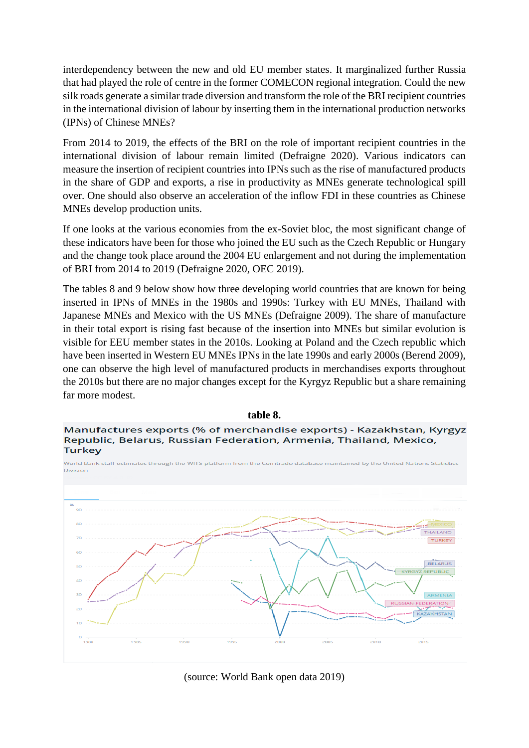interdependency between the new and old EU member states. It marginalized further Russia that had played the role of centre in the former COMECON regional integration. Could the new silk roads generate a similar trade diversion and transform the role of the BRI recipient countries in the international division of labour by inserting them in the international production networks (IPNs) of Chinese MNEs?

From 2014 to 2019, the effects of the BRI on the role of important recipient countries in the international division of labour remain limited (Defraigne 2020). Various indicators can measure the insertion of recipient countries into IPNs such as the rise of manufactured products in the share of GDP and exports, a rise in productivity as MNEs generate technological spill over. One should also observe an acceleration of the inflow FDI in these countries as Chinese MNEs develop production units.

If one looks at the various economies from the ex-Soviet bloc, the most significant change of these indicators have been for those who joined the EU such as the Czech Republic or Hungary and the change took place around the 2004 EU enlargement and not during the implementation of BRI from 2014 to 2019 (Defraigne 2020, OEC 2019).

The tables 8 and 9 below show how three developing world countries that are known for being inserted in IPNs of MNEs in the 1980s and 1990s: Turkey with EU MNEs, Thailand with Japanese MNEs and Mexico with the US MNEs (Defraigne 2009). The share of manufacture in their total export is rising fast because of the insertion into MNEs but similar evolution is visible for EEU member states in the 2010s. Looking at Poland and the Czech republic which have been inserted in Western EU MNEs IPNs in the late 1990s and early 2000s (Berend 2009), one can observe the high level of manufactured products in merchandises exports throughout the 2010s but there are no major changes except for the Kyrgyz Republic but a share remaining far more modest.

**table 8.**

Manufactures exports (% of merchandise exports) - Kazakhstan, Kyrgyz Republic, Belarus, Russian Federation, Armenia, Thailand, Mexico, Turkey

World Bank staff estimates through the WITS platform from the Comtrade database maintained by the United Nations Statistics Division.

(source: World Bank open data 2019)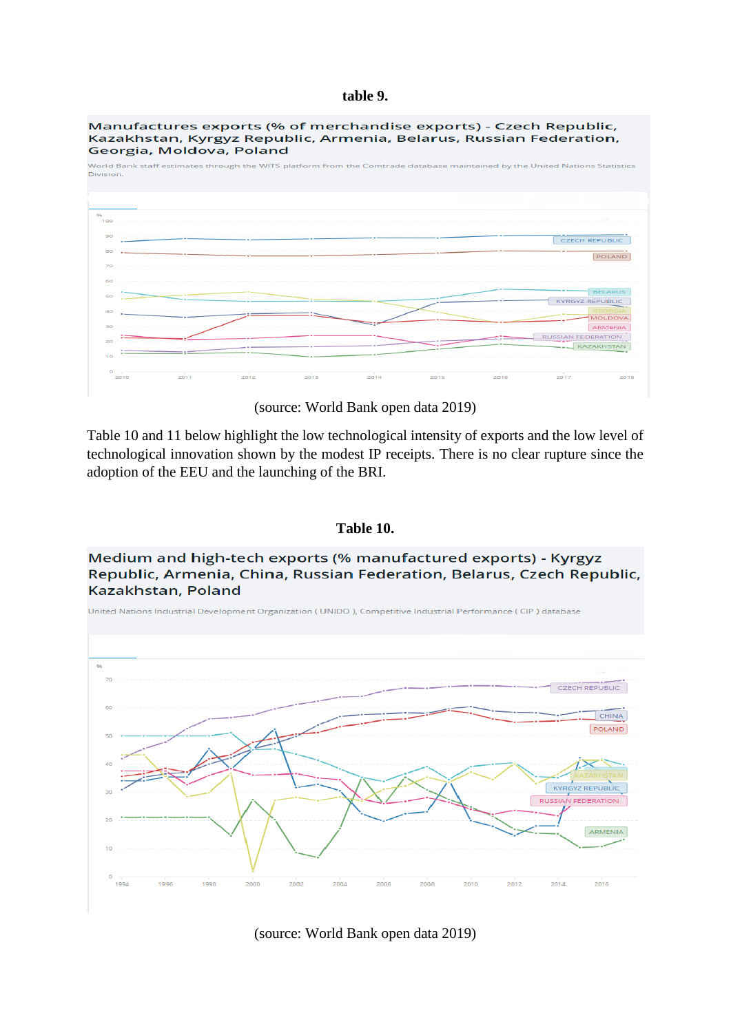**table 9.**

Manufactures exports (% of merchandise exports) - Czech Republic, Kazakhstan, Kyrgyz Republic, Armenia, Belarus, Russian Federation, Georgia, Moldova, Poland

World Bank staff estimates through the WITS platform from the Comtrade database maintained by the United Nations Statistics Division.

(source: World Bank open data 2019)

Table 10 and 11 below highlight the low technological intensity of exports and the low level of technological innovation shown by the modest IP receipts. There is no clear rupture since the adoption of the EEU and the launching of the BRI.

**Table 10.**

Medium and high-tech exports (% manufactured exports) - Kyrgyz Republic, Armenia, China, Russian Federation, Belarus, Czech Republic, Kazakhstan, Poland

United Nations Industrial Development Organization ( UNIDO ), Competitive Industrial Performance ( CIP ) database

(source: World Bank open data 2019)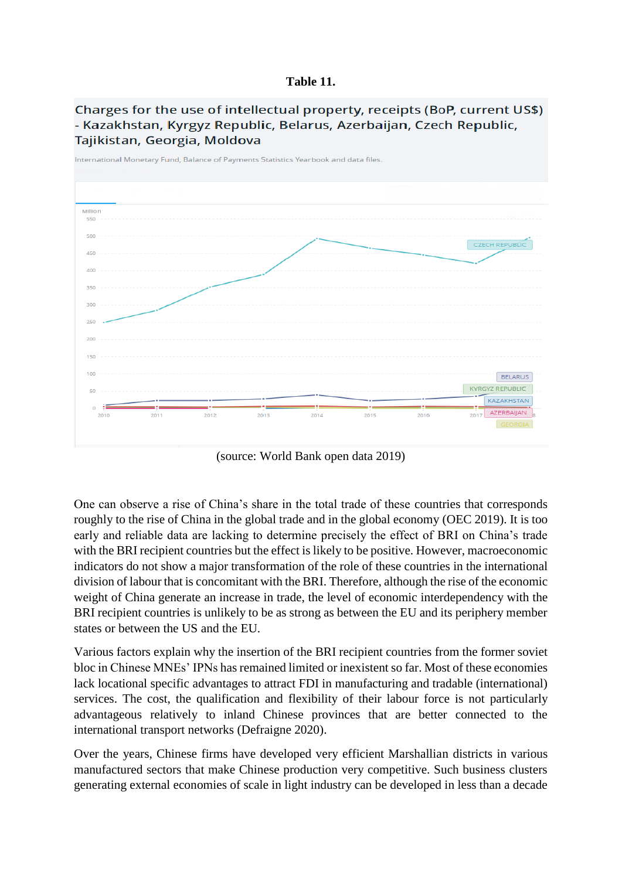**Table 11.**

Charges for the use of intellectual property, receipts (BoP, current US$) - Kazakhstan, Kyrgyz Republic, Belarus, Azerbaijan, Czech Republic, Tajikistan, Georgia, Moldova

International Monetary Fund, Balance of Payments Statistics Yearbook and data files.

(source: World Bank open data 2019)

One can observe a rise of China's share in the total trade of these countries that corresponds roughly to the rise of China in the global trade and in the global economy (OEC 2019). It is too early and reliable data are lacking to determine precisely the effect of BRI on China's trade with the BRI recipient countries but the effect is likely to be positive. However, macroeconomic indicators do not show a major transformation of the role of these countries in the international division of labour that is concomitant with the BRI. Therefore, although the rise of the economic weight of China generate an increase in trade, the level of economic interdependency with the BRI recipient countries is unlikely to be as strong as between the EU and its periphery member states or between the US and the EU.

Various factors explain why the insertion of the BRI recipient countries from the former soviet bloc in Chinese MNEs' IPNs has remained limited or inexistent so far. Most of these economies lack locational specific advantages to attract FDI in manufacturing and tradable (international) services. The cost, the qualification and flexibility of their labour force is not particularly advantageous relatively to inland Chinese provinces that are better connected to the international transport networks (Defraigne 2020).

Over the years, Chinese firms have developed very efficient Marshallian districts in various manufactured sectors that make Chinese production very competitive. Such business clusters generating external economies of scale in light industry can be developed in less than a decade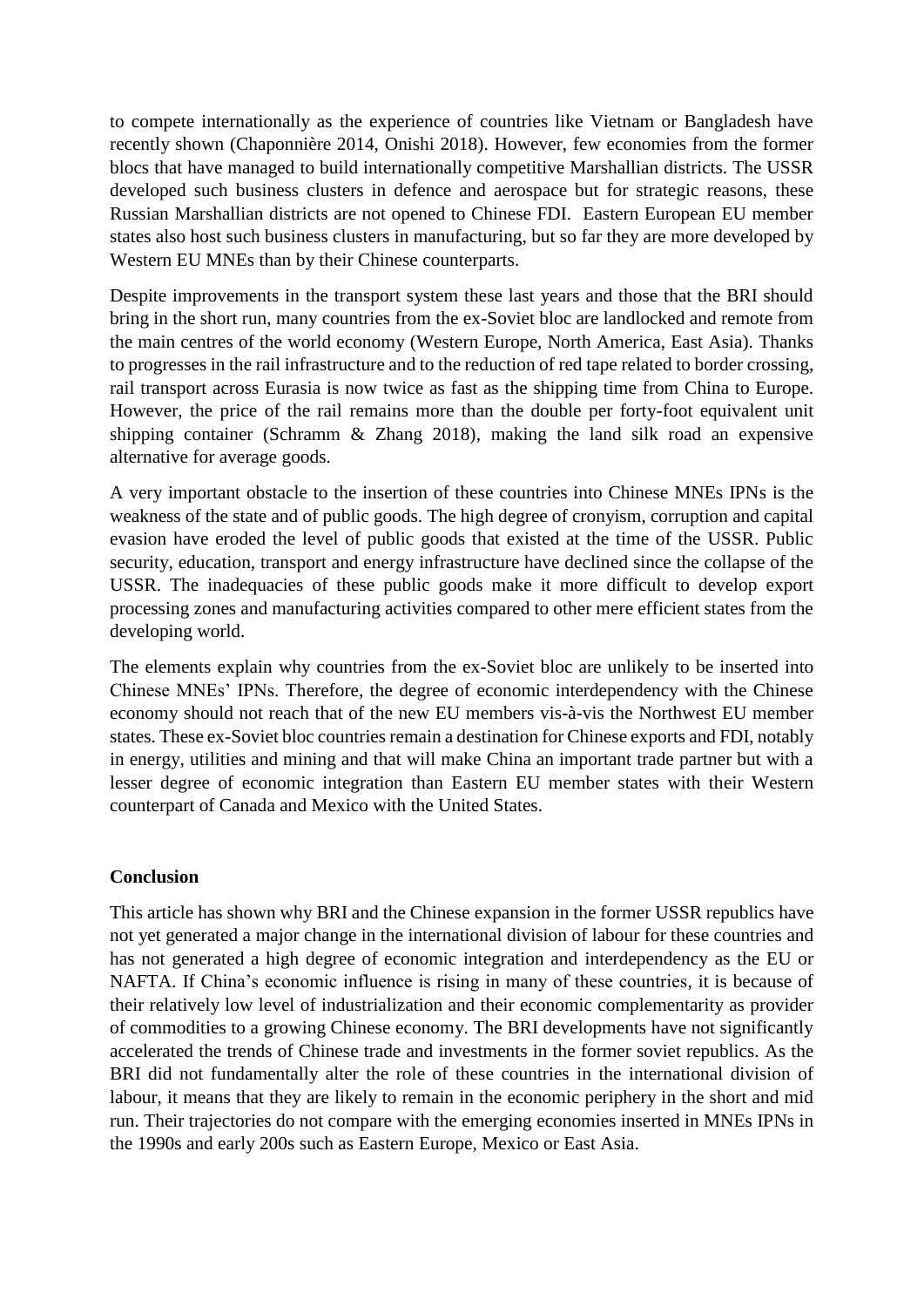to compete internationally as the experience of countries like Vietnam or Bangladesh have recently shown (Chaponnière 2014, Onishi 2018). However, few economies from the former blocs that have managed to build internationally competitive Marshallian districts. The USSR developed such business clusters in defence and aerospace but for strategic reasons, these Russian Marshallian districts are not opened to Chinese FDI. Eastern European EU member states also host such business clusters in manufacturing, but so far they are more developed by Western EU MNEs than by their Chinese counterparts.

Despite improvements in the transport system these last years and those that the BRI should bring in the short run, many countries from the ex-Soviet bloc are landlocked and remote from the main centres of the world economy (Western Europe, North America, East Asia). Thanks to progresses in the rail infrastructure and to the reduction of red tape related to border crossing, rail transport across Eurasia is now twice as fast as the shipping time from China to Europe. However, the price of the rail remains more than the double per forty-foot equivalent unit shipping container (Schramm & Zhang 2018), making the land silk road an expensive alternative for average goods.

A very important obstacle to the insertion of these countries into Chinese MNEs IPNs is the weakness of the state and of public goods. The high degree of cronyism, corruption and capital evasion have eroded the level of public goods that existed at the time of the USSR. Public security, education, transport and energy infrastructure have declined since the collapse of the USSR. The inadequacies of these public goods make it more difficult to develop export processing zones and manufacturing activities compared to other mere efficient states from the developing world.

The elements explain why countries from the ex-Soviet bloc are unlikely to be inserted into Chinese MNEs' IPNs. Therefore, the degree of economic interdependency with the Chinese economy should not reach that of the new EU members vis-à-vis the Northwest EU member states. These ex-Soviet bloc countries remain a destination for Chinese exports and FDI, notably in energy, utilities and mining and that will make China an important trade partner but with a lesser degree of economic integration than Eastern EU member states with their Western counterpart of Canada and Mexico with the United States.

## Conclusion

This article has shown why BRI and the Chinese expansion in the former USSR republics have not yet generated a major change in the international division of labour for these countries and has not generated a high degree of economic integration and interdependency as the EU or NAFTA. If China's economic influence is rising in many of these countries, it is because of their relatively low level of industrialization and their economic complementarity as provider of commodities to a growing Chinese economy. The BRI developments have not significantly accelerated the trends of Chinese trade and investments in the former soviet republics. As the BRI did not fundamentally alter the role of these countries in the international division of labour, it means that they are likely to remain in the economic periphery in the short and mid run. Their trajectories do not compare with the emerging economies inserted in MNEs IPNs in the 1990s and early 200s such as Eastern Europe, Mexico or East Asia.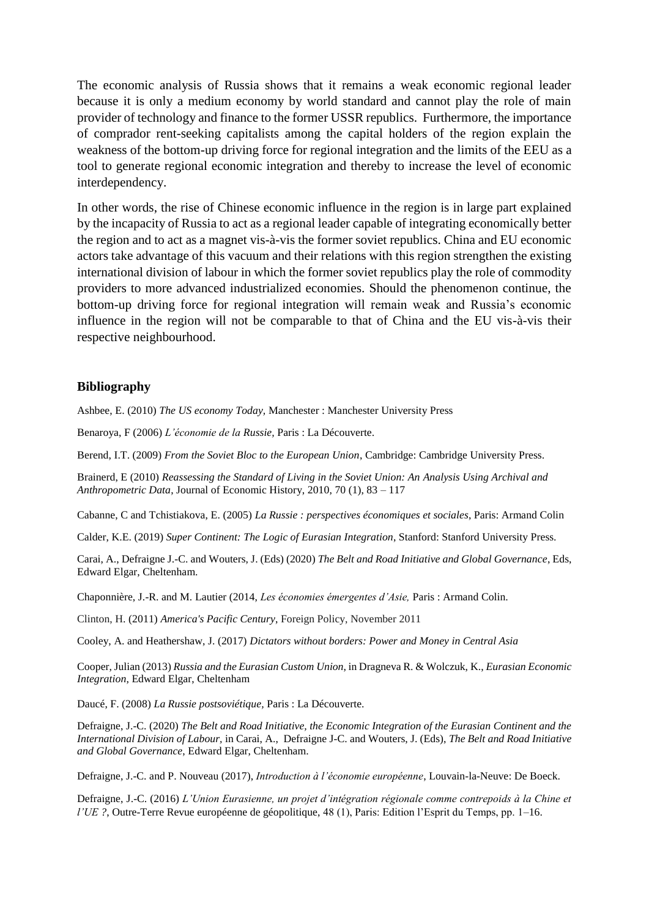The economic analysis of Russia shows that it remains a weak economic regional leader because it is only a medium economy by world standard and cannot play the role of main provider of technology and finance to the former USSR republics. Furthermore, the importance of comprador rent-seeking capitalists among the capital holders of the region explain the weakness of the bottom-up driving force for regional integration and the limits of the EEU as a tool to generate regional economic integration and thereby to increase the level of economic interdependency.

In other words, the rise of Chinese economic influence in the region is in large part explained by the incapacity of Russia to act as a regional leader capable of integrating economically better the region and to act as a magnet vis-à-vis the former soviet republics. China and EU economic actors take advantage of this vacuum and their relations with this region strengthen the existing international division of labour in which the former soviet republics play the role of commodity providers to more advanced industrialized economies. Should the phenomenon continue, the bottom-up driving force for regional integration will remain weak and Russia's economic influence in the region will not be comparable to that of China and the EU vis-à-vis their respective neighbourhood.

## Bibliography

Ashbee, E. (2010) *The US economy Today*, Manchester : Manchester University Press

Benaroya, F (2006) *L'économie de la Russie*, Paris : La Découverte.

Berend, I.T. (2009) *From the Soviet Bloc to the European Union*, Cambridge: Cambridge University Press.

Brainerd, E (2010) *Reassessing the Standard of Living in the Soviet Union: An Analysis Using Archival and Anthropometric Data*, Journal of Economic History, 2010, 70 (1), 83 – 117

Cabanne, C and Tchistiakova, E. (2005) *La Russie : perspectives économiques et sociales*, Paris: Armand Colin

Calder, K.E. (2019) *Super Continent: The Logic of Eurasian Integration*, Stanford: Stanford University Press.

Carai, A., Defraigne J.-C. and Wouters, J. (Eds) (2020) *The Belt and Road Initiative and Global Governance*, Eds, Edward Elgar, Cheltenham.

Chaponnière, J.-R. and M. Lautier (2014, *Les économies émergentes d'Asie,* Paris : Armand Colin.

Clinton, H. (2011) *America's Pacific Century*, Foreign Policy, November 2011

Cooley, A. and Heathershaw, J. (2017) *Dictators without borders: Power and Money in Central Asia*

Cooper, Julian (2013) *Russia and the Eurasian Custom Union,* in Dragneva R. & Wolczuk, K., *Eurasian Economic Integration,* Edward Elgar, Cheltenham

Daucé, F. (2008) *La Russie postsoviétique,* Paris : La Découverte.

Defraigne, J.-C. (2020) *The Belt and Road Initiative, the Economic Integration of the Eurasian Continent and the International Division of Labour,* in Carai, A., Defraigne J-C. and Wouters, J. (Eds), *The Belt and Road Initiative and Global Governance*, Edward Elgar, Cheltenham.

Defraigne, J.-C. and P. Nouveau (2017), *Introduction à l'économie européenne*, Louvain-la-Neuve: De Boeck.

Defraigne, J.-C. (2016) *L'Union Eurasienne, un projet d'intégration régionale comme contrepoids à la Chine et l'UE ?*, Outre-Terre Revue européenne de géopolitique, 48 (1), Paris: Edition l'Esprit du Temps, pp. 1–16.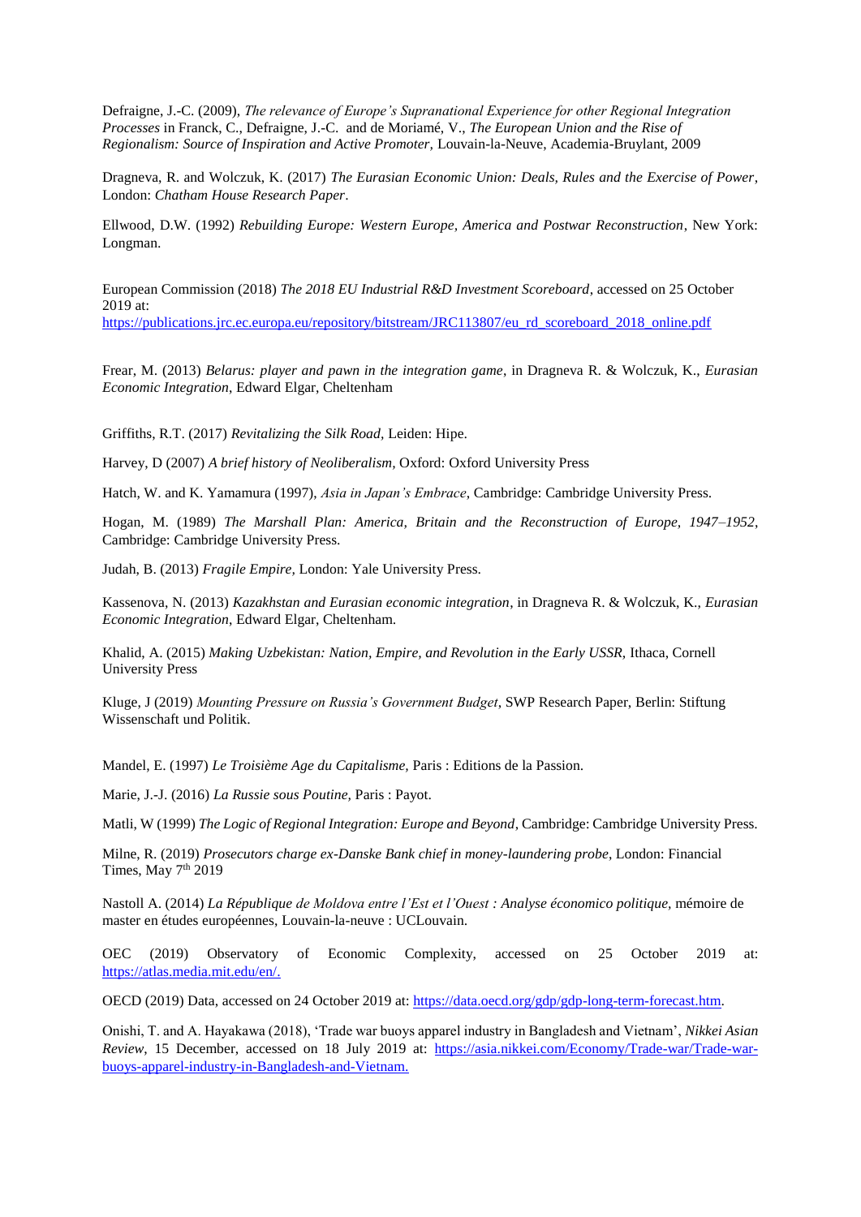Defraigne, J.-C. (2009), *The relevance of Europe's Supranational Experience for other Regional Integration Processes* in Franck, C., Defraigne, J.-C. and de Moriamé, V., *The European Union and the Rise of Regionalism: Source of Inspiration and Active Promoter,* Louvain-la-Neuve, Academia-Bruylant, 2009

Dragneva, R. and Wolczuk, K. (2017) *The Eurasian Economic Union: Deals, Rules and the Exercise of Power*, London: *Chatham House Research Paper*.

Ellwood, D.W. (1992) *Rebuilding Europe: Western Europe, America and Postwar Reconstruction*, New York: Longman.

European Commission (2018) *The 2018 EU Industrial R&D Investment Scoreboard*, accessed on 25 October 2019 at: https://publications.jrc.ec.europa.eu/repository/bitstream/JRC113807/eu_rd_scoreboard_2018_online.pdf

Frear, M. (2013) *Belarus: player and pawn in the integration game*, in Dragneva R. & Wolczuk, K., *Eurasian Economic Integration*, Edward Elgar, Cheltenham

Griffiths, R.T. (2017) *Revitalizing the Silk Road,* Leiden: Hipe.

Harvey, D (2007) *A brief history of Neoliberalism,* Oxford: Oxford University Press

Hatch, W. and K. Yamamura (1997), *Asia in Japan's Embrace*, Cambridge: Cambridge University Press.

Hogan, M. (1989) *The Marshall Plan: America, Britain and the Reconstruction of Europe, 1947–1952*, Cambridge: Cambridge University Press.

Judah, B. (2013) *Fragile Empire,* London: Yale University Press.

Kassenova, N. (2013) *Kazakhstan and Eurasian economic integration*, in Dragneva R. & Wolczuk, K., *Eurasian Economic Integration*, Edward Elgar, Cheltenham.

Khalid, A. (2015) *Making Uzbekistan: Nation, Empire, and Revolution in the Early USSR,* Ithaca, Cornell University Press

Kluge, J (2019) *Mounting Pressure on Russia's Government Budget*, SWP Research Paper, Berlin: Stiftung Wissenschaft und Politik.

Mandel, E. (1997) *Le Troisième Age du Capitalisme,* Paris : Editions de la Passion.

Marie, J.-J. (2016) *La Russie sous Poutine,* Paris : Payot.

Matli, W (1999) *The Logic of Regional Integration: Europe and Beyond*, Cambridge: Cambridge University Press.

Milne, R. (2019) *Prosecutors charge ex-Danske Bank chief in money-laundering probe*, London: Financial Times, May 7th 2019

Nastoll A. (2014) *La République de Moldova entre l'Est et l'Ouest : Analyse économico politique,* mémoire de master en études européennes, Louvain-la-neuve : UCLouvain.

OEC (2019) Observatory of Economic Complexity, accessed on 25 October 2019 at: https://atlas.media.mit.edu/en/.

OECD (2019) Data, accessed on 24 October 2019 at: https://data.oecd.org/gdp/gdp-long-term-forecast.htm.

Onishi, T. and A. Hayakawa (2018), 'Trade war buoys apparel industry in Bangladesh and Vietnam', *Nikkei Asian Review*, 15 December, accessed on 18 July 2019 at: https://asia.nikkei.com/Economy/Trade-war/Trade-war-buoys-apparel-industry-in-Bangladesh-and-Vietnam.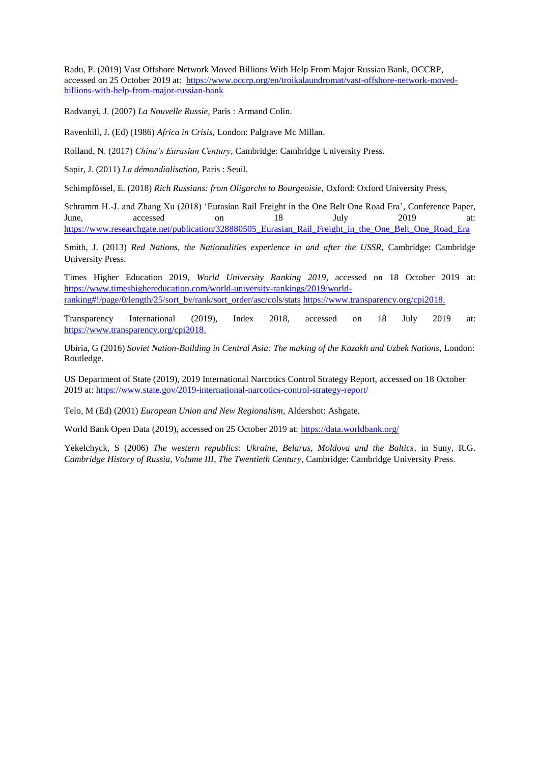Radu, P. (2019) Vast Offshore Network Moved Billions With Help From Major Russian Bank, OCCRP, accessed on 25 October 2019 at: https://www.occrp.org/en/troikalaundromat/vast-offshore-network-moved-billions-with-help-from-major-russian-bank

Radvanyi, J. (2007) *La Nouvelle Russie*, Paris : Armand Colin.

Ravenhill, J. (Ed) (1986) *Africa in Crisis*, London: Palgrave Mc Millan.

Rolland, N. (2017) *China's Eurasian Century*, Cambridge: Cambridge University Press.

Sapir, J. (2011) *La démondialisation*, Paris : Seuil.

Schimpfössel, E. (2018) *Rich Russians: from Oligarchs to Bourgeoisie*, Oxford: Oxford University Press,

Schramm H.-J. and Zhang Xu (2018) 'Eurasian Rail Freight in the One Belt One Road Era', Conference Paper, June, accessed on 18 July 2019 at: https://www.researchgate.net/publication/328880505_Eurasian_Rail_Freight_in_the_One_Belt_One_Road_Era

Smith, J. (2013) *Red Nations, the Nationalities experience in and after the USSR*, Cambridge: Cambridge University Press.

Times Higher Education 2019, *World University Ranking 2019*, accessed on 18 October 2019 at: https://www.timeshighereducation.com/world-university-rankings/2019/world-ranking#!/page/0/length/25/sort_by/rank/sort_order/asc/cols/stats https://www.transparency.org/cpi2018.

Transparency International (2019), Index 2018, accessed on 18 July 2019 at: https://www.transparency.org/cpi2018.

Ubiria, G (2016) *Soviet Nation-Building in Central Asia: The making of the Kazakh and Uzbek Nations*, London: Routledge.

US Department of State (2019), 2019 International Narcotics Control Strategy Report, accessed on 18 October 2019 at: https://www.state.gov/2019-international-narcotics-control-strategy-report/

Telo, M (Ed) (2001) *European Union and New Regionalism*, Aldershot: Ashgate.

World Bank Open Data (2019), accessed on 25 October 2019 at: https://data.worldbank.org/

Yekelchyck, S (2006) *The western republics: Ukraine, Belarus, Moldova and the Baltics*, in Suny, R.G. *Cambridge History of Russia, Volume III, The Twentieth Century*, Cambridge: Cambridge University Press.